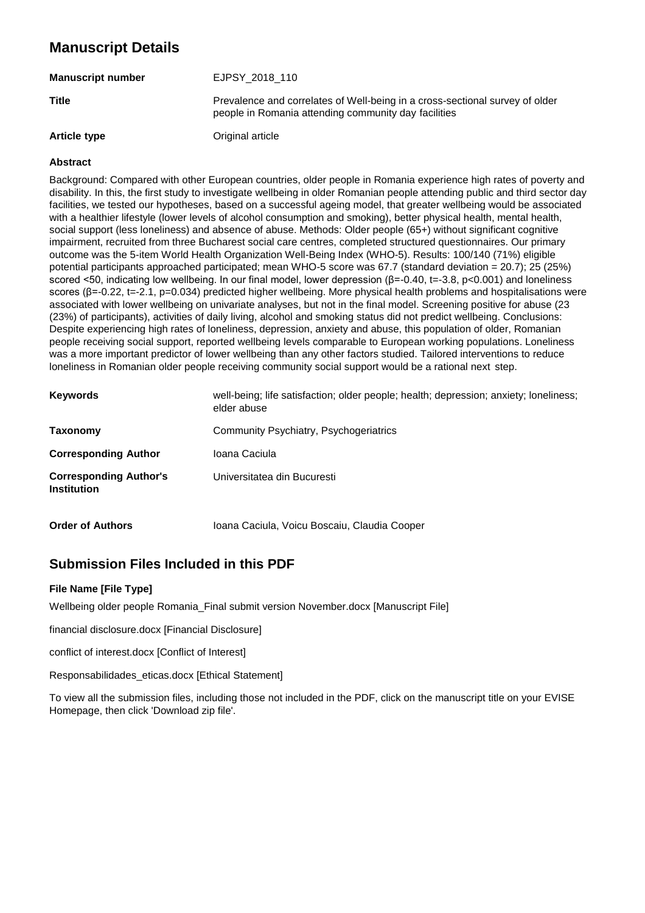# Manuscript Details

| | |
|---|---|
| **Manuscript number** | EJPSY_2018_110 |
| **Title** | Prevalence and correlates of Well-being in a cross-sectional survey of older people in Romania attending community day facilities |
| **Article type** | Original article |

### Abstract

Background: Compared with other European countries, older people in Romania experience high rates of poverty and disability. In this, the first study to investigate wellbeing in older Romanian people attending public and third sector day facilities, we tested our hypotheses, based on a successful ageing model, that greater wellbeing would be associated with a healthier lifestyle (lower levels of alcohol consumption and smoking), better physical health, mental health, social support (less loneliness) and absence of abuse. Methods: Older people (65+) without significant cognitive impairment, recruited from three Bucharest social care centres, completed structured questionnaires. Our primary outcome was the 5-item World Health Organization Well-Being Index (WHO-5). Results: 100/140 (71%) eligible potential participants approached participated; mean WHO-5 score was 67.7 (standard deviation = 20.7); 25 (25%) scored <50, indicating low wellbeing. In our final model, lower depression ($\beta$=-0.40, t=-3.8, p<0.001) and loneliness scores ($\beta$=-0.22, t=-2.1, p=0.034) predicted higher wellbeing. More physical health problems and hospitalisations were associated with lower wellbeing on univariate analyses, but not in the final model. Screening positive for abuse (23 (23%) of participants), activities of daily living, alcohol and smoking status did not predict wellbeing. Conclusions: Despite experiencing high rates of loneliness, depression, anxiety and abuse, this population of older, Romanian people receiving social support, reported wellbeing levels comparable to European working populations. Loneliness was a more important predictor of lower wellbeing than any other factors studied. Tailored interventions to reduce loneliness in Romanian older people receiving community social support would be a rational next step.

| | |
|---|---|
| **Keywords** | well-being; life satisfaction; older people; health; depression; anxiety; loneliness; elder abuse |
| **Taxonomy** | Community Psychiatry, Psychogeriatrics |
| **Corresponding Author** | Ioana Caciula |
| **Corresponding Author's Institution** | Universitatea din Bucuresti |
| **Order of Authors** | Ioana Caciula, Voicu Boscaiu, Claudia Cooper |

## Submission Files Included in this PDF

**File Name [File Type]**

Wellbeing older people Romania_Final submit version November.docx [Manuscript File]

financial disclosure.docx [Financial Disclosure]

conflict of interest.docx [Conflict of Interest]

Responsabilidades_eticas.docx [Ethical Statement]

To view all the submission files, including those not included in the PDF, click on the manuscript title on your EVISE Homepage, then click 'Download zip file'.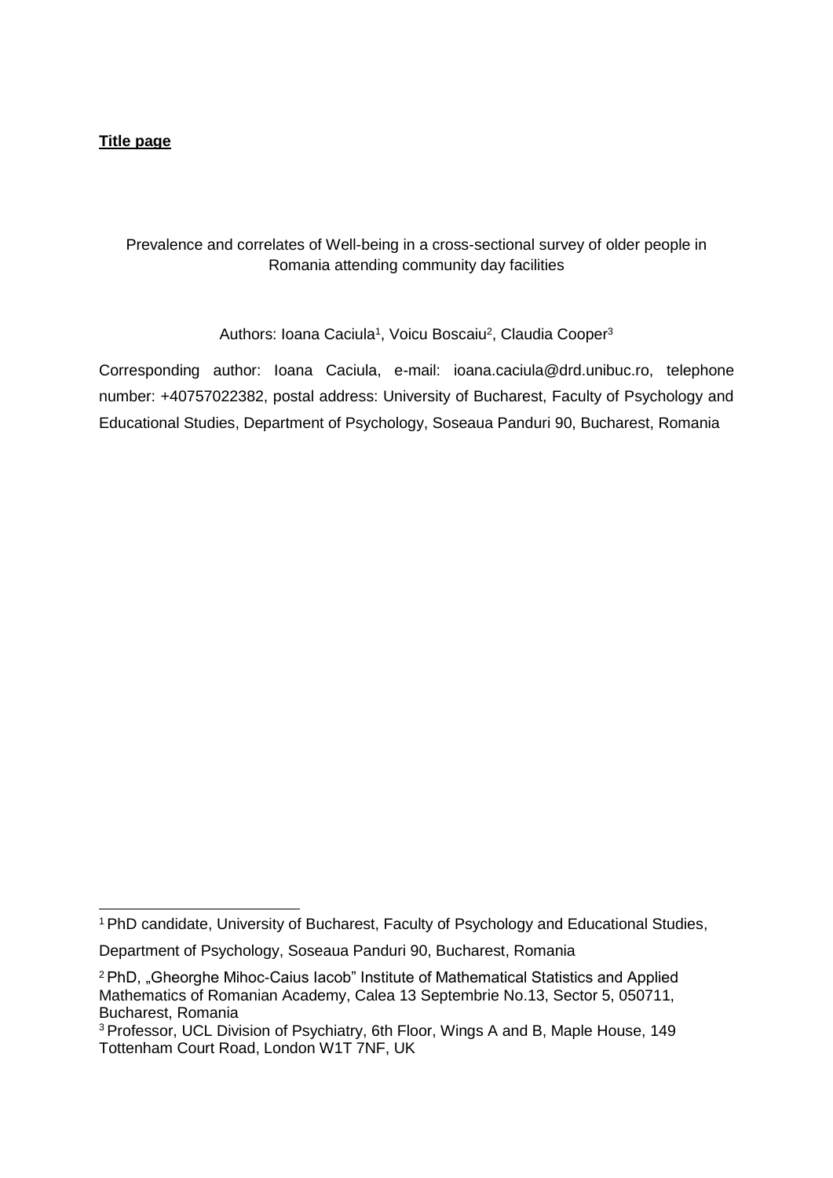**Title page**

Prevalence and correlates of Well-being in a cross-sectional survey of older people in Romania attending community day facilities

Authors: Ioana Caciula[1], Voicu Boscaiu[2], Claudia Cooper[3]

Corresponding author: Ioana Caciula, e-mail: ioana.caciula@drd.unibuc.ro, telephone number: +40757022382, postal address: University of Bucharest, Faculty of Psychology and Educational Studies, Department of Psychology, Soseaua Panduri 90, Bucharest, Romania

---

[1] PhD candidate, University of Bucharest, Faculty of Psychology and Educational Studies, Department of Psychology, Soseaua Panduri 90, Bucharest, Romania

[2] PhD, „Gheorghe Mihoc-Caius Iacob" Institute of Mathematical Statistics and Applied Mathematics of Romanian Academy, Calea 13 Septembrie No.13, Sector 5, 050711, Bucharest, Romania

[3] Professor, UCL Division of Psychiatry, 6th Floor, Wings A and B, Maple House, 149 Tottenham Court Road, London W1T 7NF, UK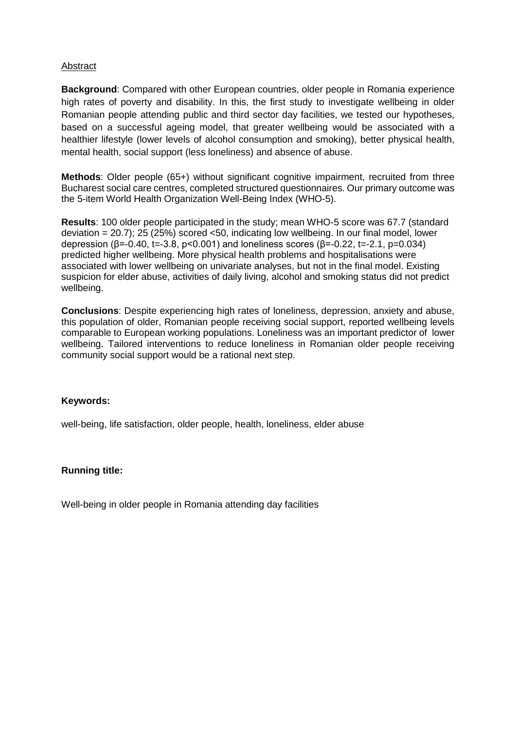## Abstract

**Background**: Compared with other European countries, older people in Romania experience high rates of poverty and disability. In this, the first study to investigate wellbeing in older Romanian people attending public and third sector day facilities, we tested our hypotheses, based on a successful ageing model, that greater wellbeing would be associated with a healthier lifestyle (lower levels of alcohol consumption and smoking), better physical health, mental health, social support (less loneliness) and absence of abuse.

**Methods**: Older people (65+) without significant cognitive impairment, recruited from three Bucharest social care centres, completed structured questionnaires. Our primary outcome was the 5-item World Health Organization Well-Being Index (WHO-5).

**Results**: 100 older people participated in the study; mean WHO-5 score was 67.7 (standard deviation = 20.7); 25 (25%) scored <50, indicating low wellbeing. In our final model, lower depression ($\beta=-0.40$, $t=-3.8$, $p<0.001$) and loneliness scores ($\beta=-0.22$, $t=-2.1$, $p=0.034$) predicted higher wellbeing. More physical health problems and hospitalisations were associated with lower wellbeing on univariate analyses, but not in the final model. Existing suspicion for elder abuse, activities of daily living, alcohol and smoking status did not predict wellbeing.

**Conclusions**: Despite experiencing high rates of loneliness, depression, anxiety and abuse, this population of older, Romanian people receiving social support, reported wellbeing levels comparable to European working populations. Loneliness was an important predictor of lower wellbeing. Tailored interventions to reduce loneliness in Romanian older people receiving community social support would be a rational next step.

**Keywords:**

well-being, life satisfaction, older people, health, loneliness, elder abuse

**Running title:**

Well-being in older people in Romania attending day facilities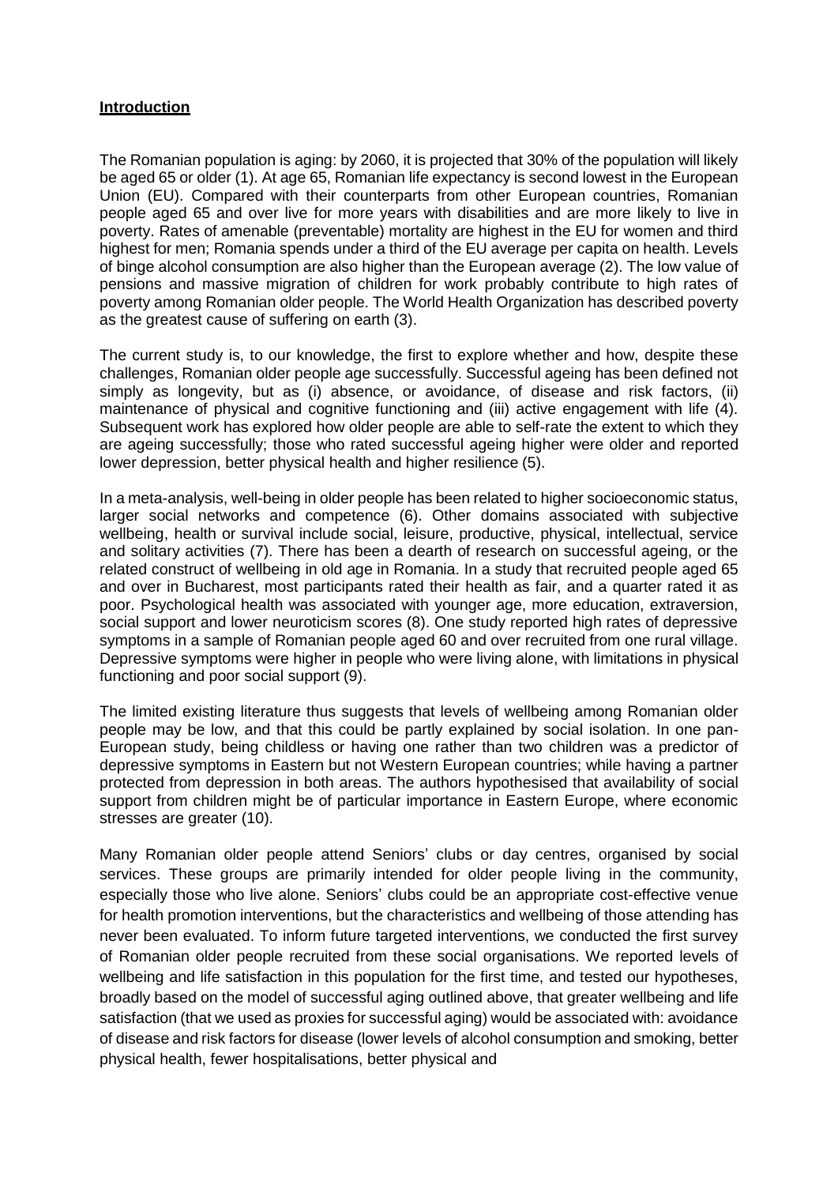## Introduction

The Romanian population is aging: by 2060, it is projected that 30% of the population will likely be aged 65 or older (1). At age 65, Romanian life expectancy is second lowest in the European Union (EU). Compared with their counterparts from other European countries, Romanian people aged 65 and over live for more years with disabilities and are more likely to live in poverty. Rates of amenable (preventable) mortality are highest in the EU for women and third highest for men; Romania spends under a third of the EU average per capita on health. Levels of binge alcohol consumption are also higher than the European average (2). The low value of pensions and massive migration of children for work probably contribute to high rates of poverty among Romanian older people. The World Health Organization has described poverty as the greatest cause of suffering on earth (3).

The current study is, to our knowledge, the first to explore whether and how, despite these challenges, Romanian older people age successfully. Successful ageing has been defined not simply as longevity, but as (i) absence, or avoidance, of disease and risk factors, (ii) maintenance of physical and cognitive functioning and (iii) active engagement with life (4). Subsequent work has explored how older people are able to self-rate the extent to which they are ageing successfully; those who rated successful ageing higher were older and reported lower depression, better physical health and higher resilience (5).

In a meta-analysis, well-being in older people has been related to higher socioeconomic status, larger social networks and competence (6). Other domains associated with subjective wellbeing, health or survival include social, leisure, productive, physical, intellectual, service and solitary activities (7). There has been a dearth of research on successful ageing, or the related construct of wellbeing in old age in Romania. In a study that recruited people aged 65 and over in Bucharest, most participants rated their health as fair, and a quarter rated it as poor. Psychological health was associated with younger age, more education, extraversion, social support and lower neuroticism scores (8). One study reported high rates of depressive symptoms in a sample of Romanian people aged 60 and over recruited from one rural village. Depressive symptoms were higher in people who were living alone, with limitations in physical functioning and poor social support (9).

The limited existing literature thus suggests that levels of wellbeing among Romanian older people may be low, and that this could be partly explained by social isolation. In one pan-European study, being childless or having one rather than two children was a predictor of depressive symptoms in Eastern but not Western European countries; while having a partner protected from depression in both areas. The authors hypothesised that availability of social support from children might be of particular importance in Eastern Europe, where economic stresses are greater (10).

Many Romanian older people attend Seniors' clubs or day centres, organised by social services. These groups are primarily intended for older people living in the community, especially those who live alone. Seniors' clubs could be an appropriate cost-effective venue for health promotion interventions, but the characteristics and wellbeing of those attending has never been evaluated. To inform future targeted interventions, we conducted the first survey of Romanian older people recruited from these social organisations. We reported levels of wellbeing and life satisfaction in this population for the first time, and tested our hypotheses, broadly based on the model of successful aging outlined above, that greater wellbeing and life satisfaction (that we used as proxies for successful aging) would be associated with: avoidance of disease and risk factors for disease (lower levels of alcohol consumption and smoking, better physical health, fewer hospitalisations, better physical and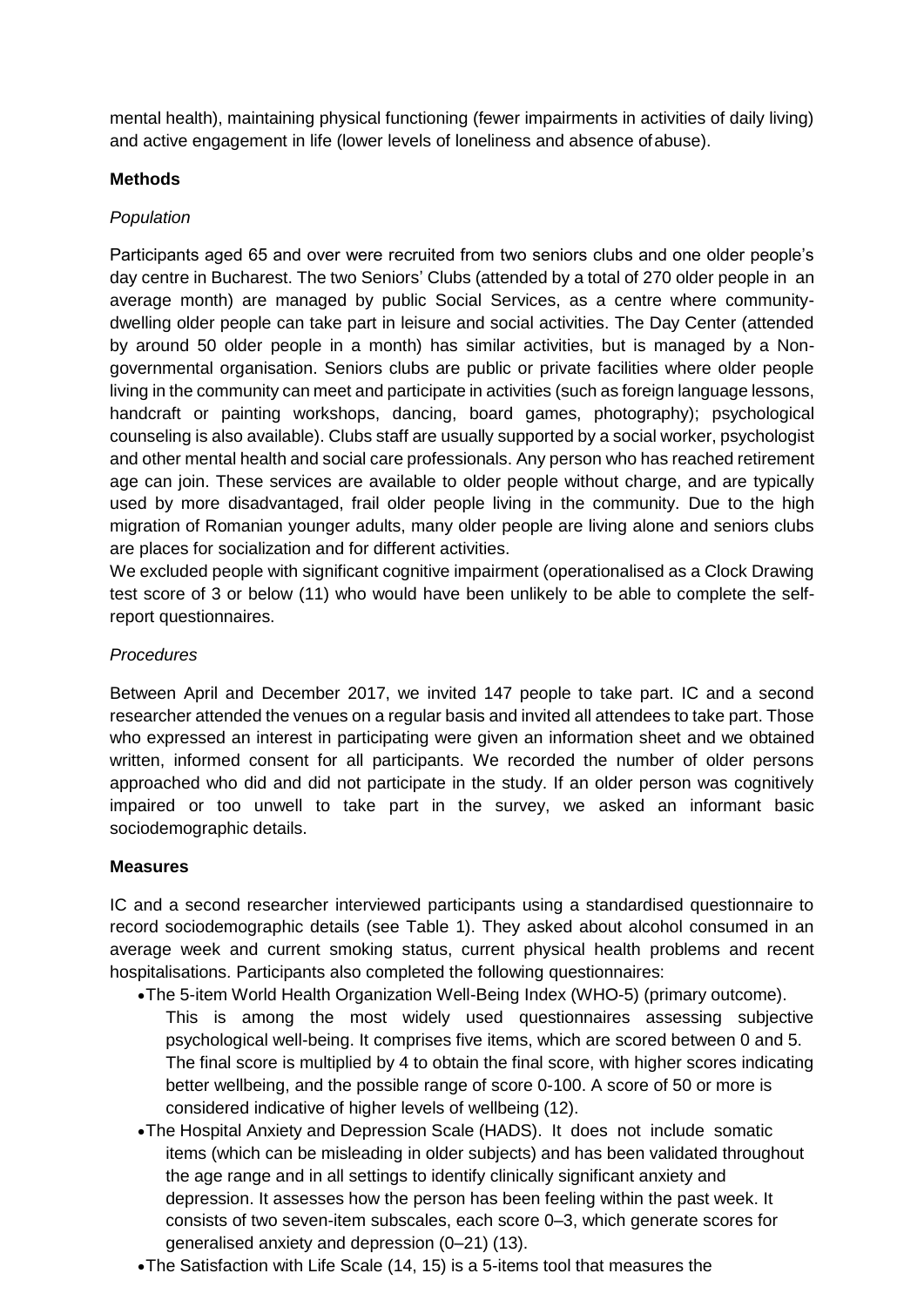mental health), maintaining physical functioning (fewer impairments in activities of daily living) and active engagement in life (lower levels of loneliness and absence of abuse).

## Methods

### *Population*

Participants aged 65 and over were recruited from two seniors clubs and one older people's day centre in Bucharest. The two Seniors' Clubs (attended by a total of 270 older people in an average month) are managed by public Social Services, as a centre where community-dwelling older people can take part in leisure and social activities. The Day Center (attended by around 50 older people in a month) has similar activities, but is managed by a Non-governmental organisation. Seniors clubs are public or private facilities where older people living in the community can meet and participate in activities (such as foreign language lessons, handcraft or painting workshops, dancing, board games, photography); psychological counseling is also available). Clubs staff are usually supported by a social worker, psychologist and other mental health and social care professionals. Any person who has reached retirement age can join. These services are available to older people without charge, and are typically used by more disadvantaged, frail older people living in the community. Due to the high migration of Romanian younger adults, many older people are living alone and seniors clubs are places for socialization and for different activities.

We excluded people with significant cognitive impairment (operationalised as a Clock Drawing test score of 3 or below (11) who would have been unlikely to be able to complete the self-report questionnaires.

### *Procedures*

Between April and December 2017, we invited 147 people to take part. IC and a second researcher attended the venues on a regular basis and invited all attendees to take part. Those who expressed an interest in participating were given an information sheet and we obtained written, informed consent for all participants. We recorded the number of older persons approached who did and did not participate in the study. If an older person was cognitively impaired or too unwell to take part in the survey, we asked an informant basic sociodemographic details.

## Measures

IC and a second researcher interviewed participants using a standardised questionnaire to record sociodemographic details (see Table 1). They asked about alcohol consumed in an average week and current smoking status, current physical health problems and recent hospitalisations. Participants also completed the following questionnaires:

- The 5-item World Health Organization Well-Being Index (WHO-5) (primary outcome). This is among the most widely used questionnaires assessing subjective psychological well-being. It comprises five items, which are scored between 0 and 5. The final score is multiplied by 4 to obtain the final score, with higher scores indicating better wellbeing, and the possible range of score 0-100. A score of 50 or more is considered indicative of higher levels of wellbeing (12).
- The Hospital Anxiety and Depression Scale (HADS). It does not include somatic items (which can be misleading in older subjects) and has been validated throughout the age range and in all settings to identify clinically significant anxiety and depression. It assesses how the person has been feeling within the past week. It consists of two seven-item subscales, each score 0–3, which generate scores for generalised anxiety and depression (0–21) (13).
- The Satisfaction with Life Scale (14, 15) is a 5-items tool that measures the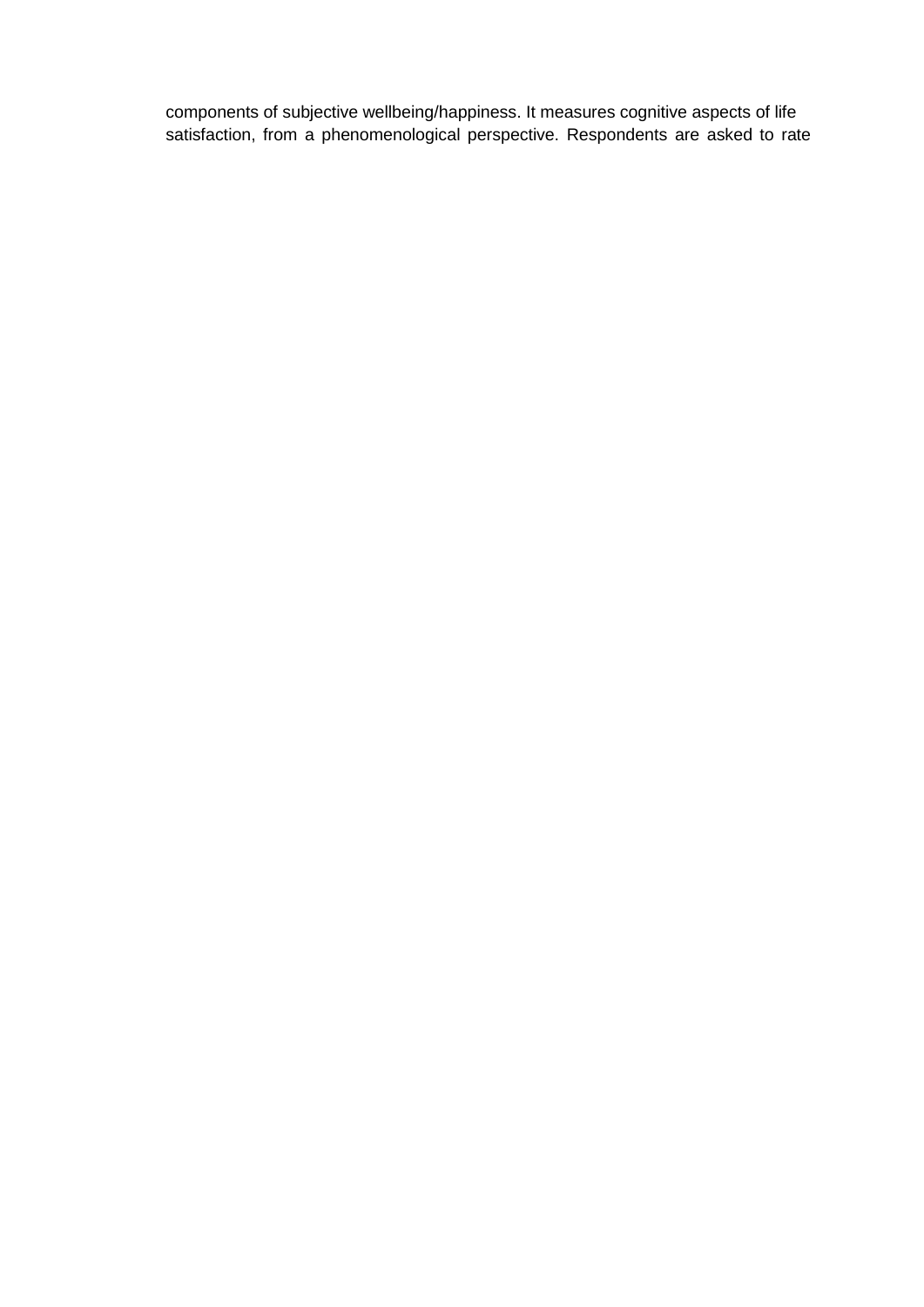components of subjective wellbeing/happiness. It measures cognitive aspects of life satisfaction, from a phenomenological perspective. Respondents are asked to rate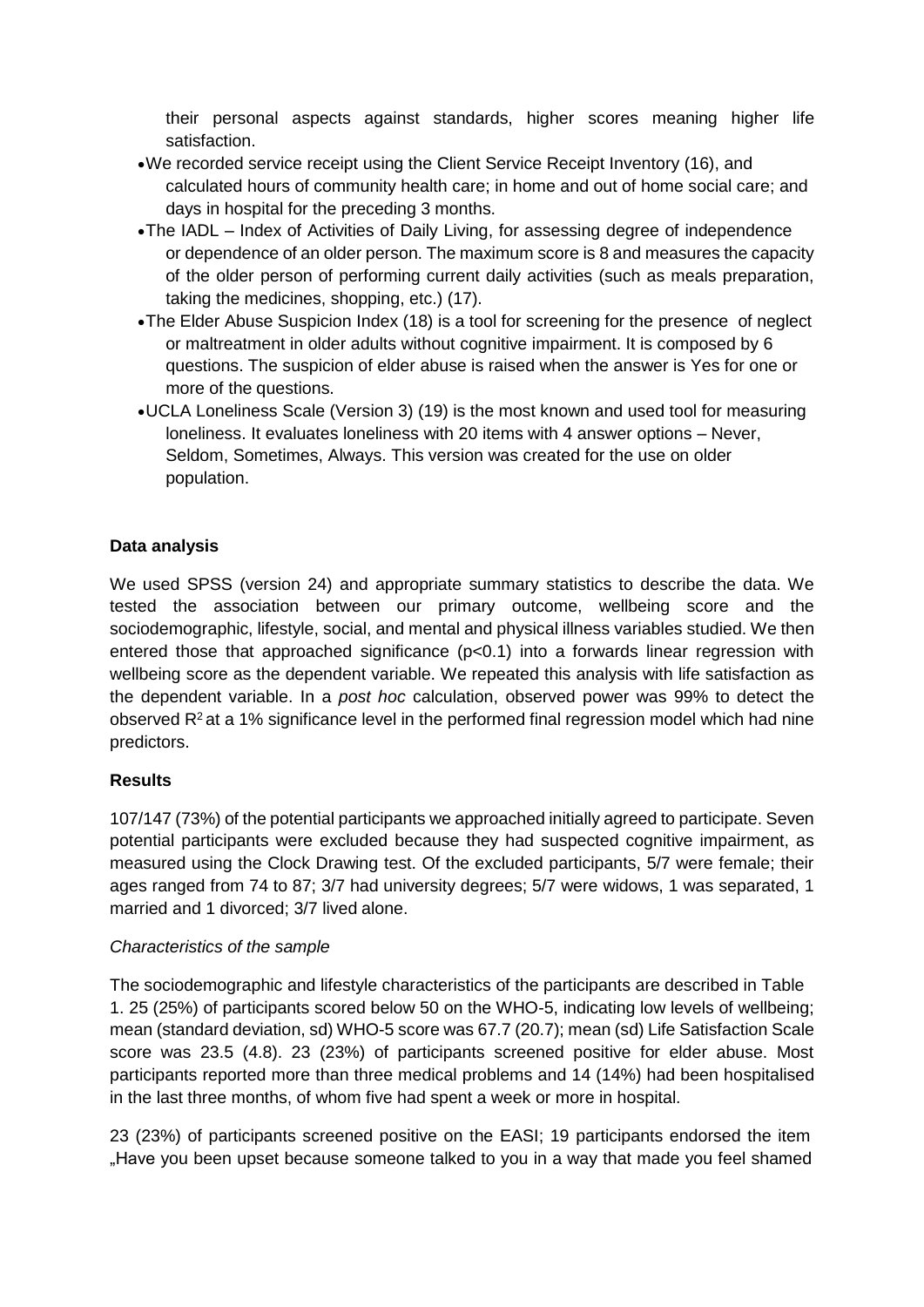their personal aspects against standards, higher scores meaning higher life satisfaction.

- We recorded service receipt using the Client Service Receipt Inventory (16), and calculated hours of community health care; in home and out of home social care; and days in hospital for the preceding 3 months.
- The IADL – Index of Activities of Daily Living, for assessing degree of independence or dependence of an older person. The maximum score is 8 and measures the capacity of the older person of performing current daily activities (such as meals preparation, taking the medicines, shopping, etc.) (17).
- The Elder Abuse Suspicion Index (18) is a tool for screening for the presence of neglect or maltreatment in older adults without cognitive impairment. It is composed by 6 questions. The suspicion of elder abuse is raised when the answer is Yes for one or more of the questions.
- UCLA Loneliness Scale (Version 3) (19) is the most known and used tool for measuring loneliness. It evaluates loneliness with 20 items with 4 answer options – Never, Seldom, Sometimes, Always. This version was created for the use on older population.

**Data analysis**

We used SPSS (version 24) and appropriate summary statistics to describe the data. We tested the association between our primary outcome, wellbeing score and the sociodemographic, lifestyle, social, and mental and physical illness variables studied. We then entered those that approached significance ($p<0.1$) into a forwards linear regression with wellbeing score as the dependent variable. We repeated this analysis with life satisfaction as the dependent variable. In a *post hoc* calculation, observed power was 99% to detect the observed $R^2$ at a 1% significance level in the performed final regression model which had nine predictors.

**Results**

107/147 (73%) of the potential participants we approached initially agreed to participate. Seven potential participants were excluded because they had suspected cognitive impairment, as measured using the Clock Drawing test. Of the excluded participants, 5/7 were female; their ages ranged from 74 to 87; 3/7 had university degrees; 5/7 were widows, 1 was separated, 1 married and 1 divorced; 3/7 lived alone.

*Characteristics of the sample*

The sociodemographic and lifestyle characteristics of the participants are described in Table 1. 25 (25%) of participants scored below 50 on the WHO-5, indicating low levels of wellbeing; mean (standard deviation, sd) WHO-5 score was 67.7 (20.7); mean (sd) Life Satisfaction Scale score was 23.5 (4.8). 23 (23%) of participants screened positive for elder abuse. Most participants reported more than three medical problems and 14 (14%) had been hospitalised in the last three months, of whom five had spent a week or more in hospital.

23 (23%) of participants screened positive on the EASI; 19 participants endorsed the item „Have you been upset because someone talked to you in a way that made you feel shamed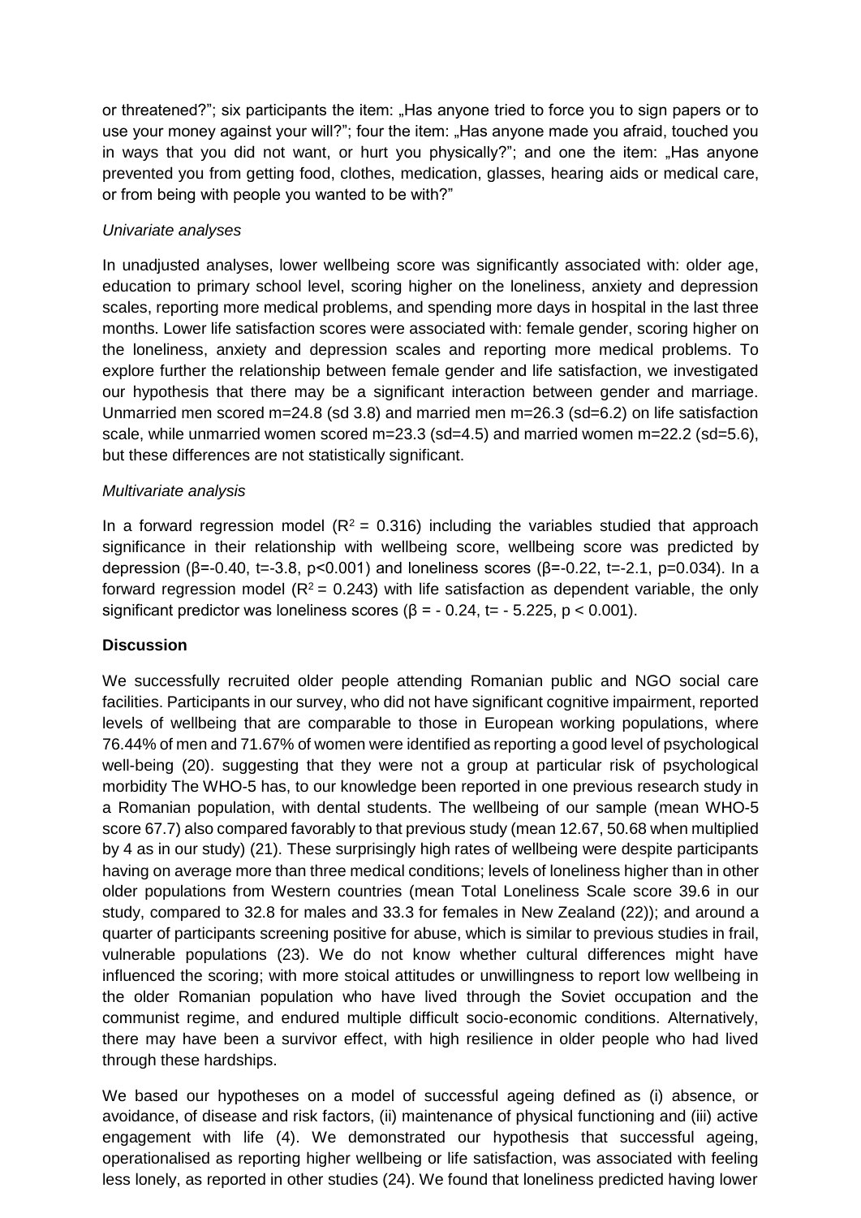or threatened?"; six participants the item: „Has anyone tried to force you to sign papers or to use your money against your will?"; four the item: „Has anyone made you afraid, touched you in ways that you did not want, or hurt you physically?"; and one the item: „Has anyone prevented you from getting food, clothes, medication, glasses, hearing aids or medical care, or from being with people you wanted to be with?"

*Univariate analyses*

In unadjusted analyses, lower wellbeing score was significantly associated with: older age, education to primary school level, scoring higher on the loneliness, anxiety and depression scales, reporting more medical problems, and spending more days in hospital in the last three months. Lower life satisfaction scores were associated with: female gender, scoring higher on the loneliness, anxiety and depression scales and reporting more medical problems. To explore further the relationship between female gender and life satisfaction, we investigated our hypothesis that there may be a significant interaction between gender and marriage. Unmarried men scored m=24.8 (sd 3.8) and married men m=26.3 (sd=6.2) on life satisfaction scale, while unmarried women scored m=23.3 (sd=4.5) and married women m=22.2 (sd=5.6), but these differences are not statistically significant.

*Multivariate analysis*

In a forward regression model ($R^2 = 0.316$) including the variables studied that approach significance in their relationship with wellbeing score, wellbeing score was predicted by depression ($\beta$=-0.40, t=-3.8, $p<0.001$) and loneliness scores ($\beta$=-0.22, t=-2.1, p=0.034). In a forward regression model ($R^2 = 0.243$) with life satisfaction as dependent variable, the only significant predictor was loneliness scores ($\beta$ = - 0.24, t= - 5.225, $p < 0.001$).

**Discussion**

We successfully recruited older people attending Romanian public and NGO social care facilities. Participants in our survey, who did not have significant cognitive impairment, reported levels of wellbeing that are comparable to those in European working populations, where 76.44% of men and 71.67% of women were identified as reporting a good level of psychological well-being (20). suggesting that they were not a group at particular risk of psychological morbidity The WHO-5 has, to our knowledge been reported in one previous research study in a Romanian population, with dental students. The wellbeing of our sample (mean WHO-5 score 67.7) also compared favorably to that previous study (mean 12.67, 50.68 when multiplied by 4 as in our study) (21). These surprisingly high rates of wellbeing were despite participants having on average more than three medical conditions; levels of loneliness higher than in other older populations from Western countries (mean Total Loneliness Scale score 39.6 in our study, compared to 32.8 for males and 33.3 for females in New Zealand (22)); and around a quarter of participants screening positive for abuse, which is similar to previous studies in frail, vulnerable populations (23). We do not know whether cultural differences might have influenced the scoring; with more stoical attitudes or unwillingness to report low wellbeing in the older Romanian population who have lived through the Soviet occupation and the communist regime, and endured multiple difficult socio-economic conditions. Alternatively, there may have been a survivor effect, with high resilience in older people who had lived through these hardships.

We based our hypotheses on a model of successful ageing defined as (i) absence, or avoidance, of disease and risk factors, (ii) maintenance of physical functioning and (iii) active engagement with life (4). We demonstrated our hypothesis that successful ageing, operationalised as reporting higher wellbeing or life satisfaction, was associated with feeling less lonely, as reported in other studies (24). We found that loneliness predicted having lower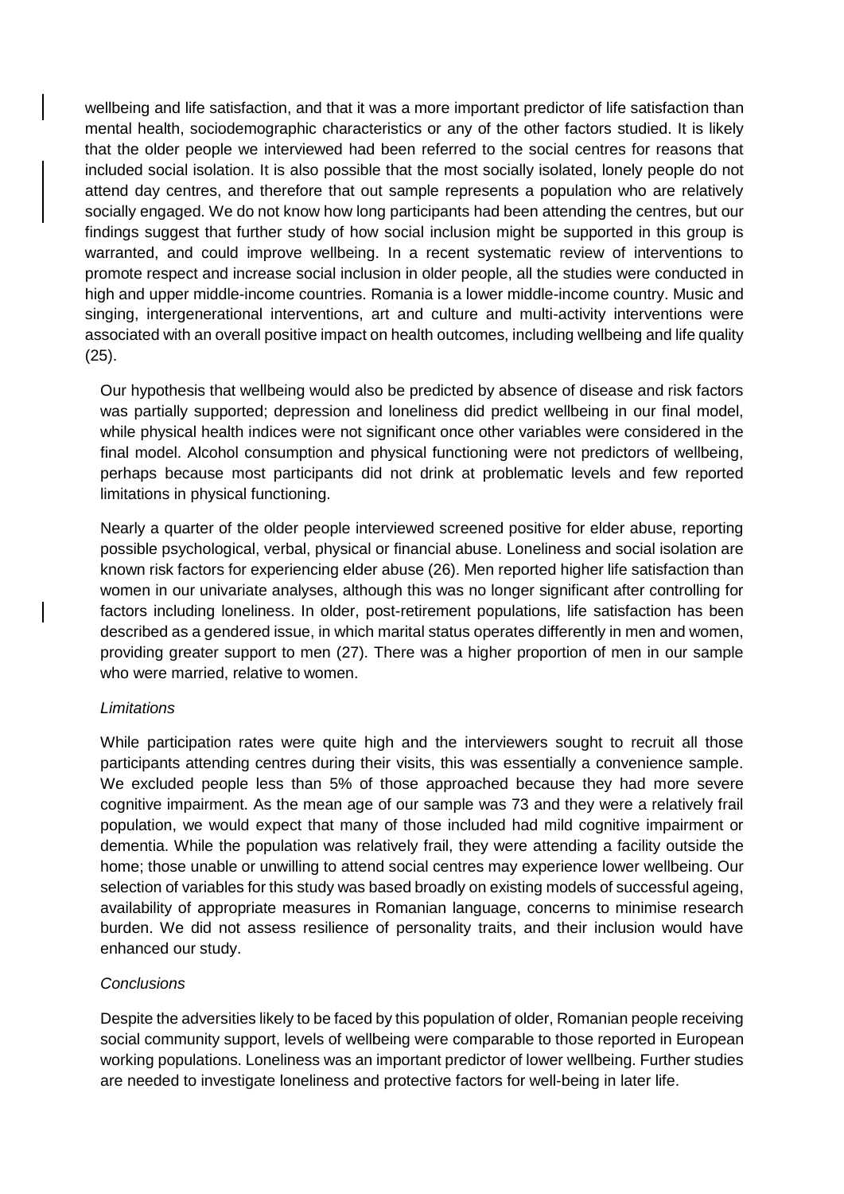wellbeing and life satisfaction, and that it was a more important predictor of life satisfaction than mental health, sociodemographic characteristics or any of the other factors studied. It is likely that the older people we interviewed had been referred to the social centres for reasons that included social isolation. It is also possible that the most socially isolated, lonely people do not attend day centres, and therefore that out sample represents a population who are relatively socially engaged. We do not know how long participants had been attending the centres, but our findings suggest that further study of how social inclusion might be supported in this group is warranted, and could improve wellbeing. In a recent systematic review of interventions to promote respect and increase social inclusion in older people, all the studies were conducted in high and upper middle-income countries. Romania is a lower middle-income country. Music and singing, intergenerational interventions, art and culture and multi-activity interventions were associated with an overall positive impact on health outcomes, including wellbeing and life quality (25).

Our hypothesis that wellbeing would also be predicted by absence of disease and risk factors was partially supported; depression and loneliness did predict wellbeing in our final model, while physical health indices were not significant once other variables were considered in the final model. Alcohol consumption and physical functioning were not predictors of wellbeing, perhaps because most participants did not drink at problematic levels and few reported limitations in physical functioning.

Nearly a quarter of the older people interviewed screened positive for elder abuse, reporting possible psychological, verbal, physical or financial abuse. Loneliness and social isolation are known risk factors for experiencing elder abuse (26). Men reported higher life satisfaction than women in our univariate analyses, although this was no longer significant after controlling for factors including loneliness. In older, post-retirement populations, life satisfaction has been described as a gendered issue, in which marital status operates differently in men and women, providing greater support to men (27). There was a higher proportion of men in our sample who were married, relative to women.

*Limitations*

While participation rates were quite high and the interviewers sought to recruit all those participants attending centres during their visits, this was essentially a convenience sample. We excluded people less than 5% of those approached because they had more severe cognitive impairment. As the mean age of our sample was 73 and they were a relatively frail population, we would expect that many of those included had mild cognitive impairment or dementia. While the population was relatively frail, they were attending a facility outside the home; those unable or unwilling to attend social centres may experience lower wellbeing. Our selection of variables for this study was based broadly on existing models of successful ageing, availability of appropriate measures in Romanian language, concerns to minimise research burden. We did not assess resilience of personality traits, and their inclusion would have enhanced our study.

*Conclusions*

Despite the adversities likely to be faced by this population of older, Romanian people receiving social community support, levels of wellbeing were comparable to those reported in European working populations. Loneliness was an important predictor of lower wellbeing. Further studies are needed to investigate loneliness and protective factors for well-being in later life.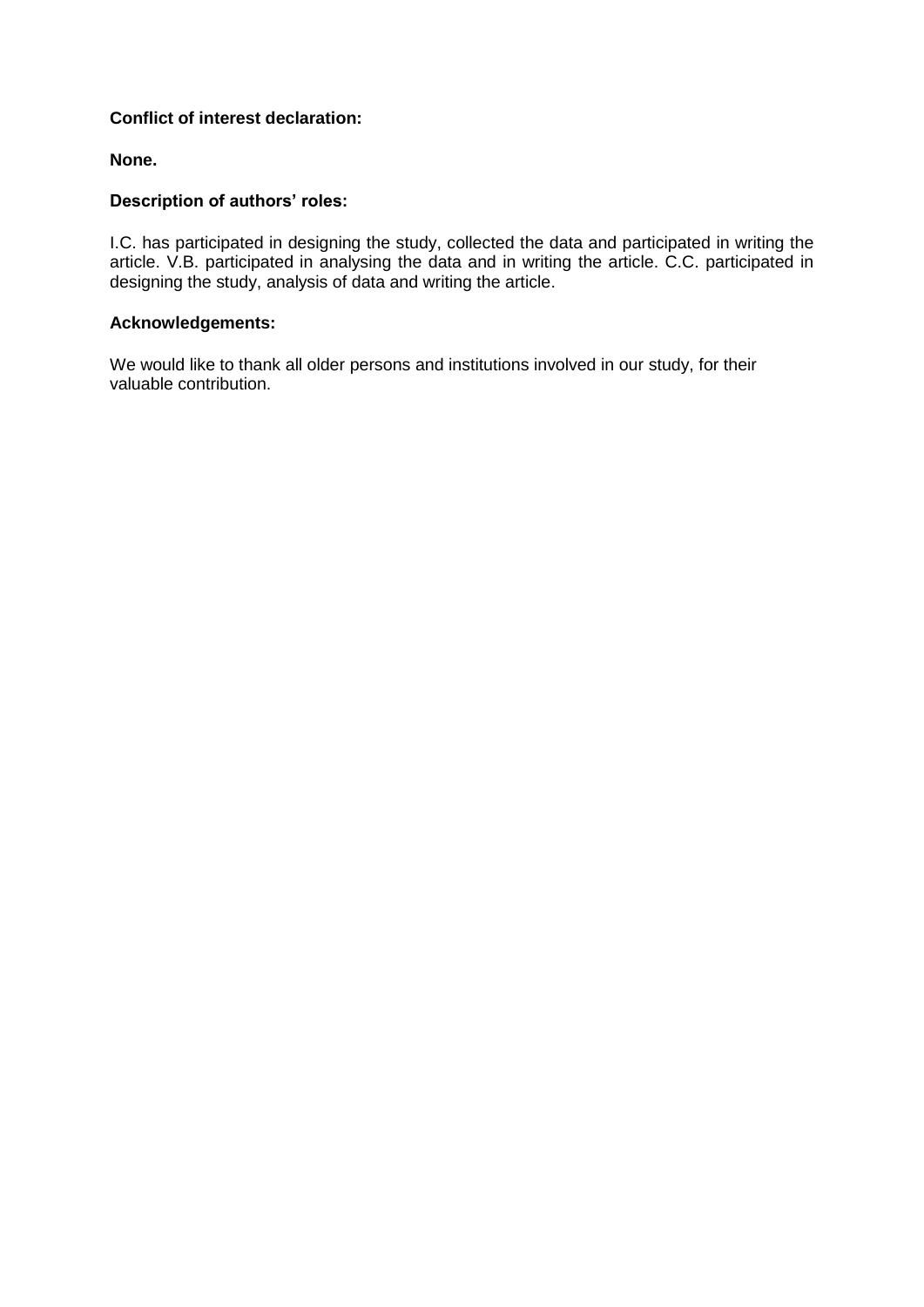**Conflict of interest declaration:**

**None.**

**Description of authors' roles:**

I.C. has participated in designing the study, collected the data and participated in writing the article. V.B. participated in analysing the data and in writing the article. C.C. participated in designing the study, analysis of data and writing the article.

**Acknowledgements:**

We would like to thank all older persons and institutions involved in our study, for their valuable contribution.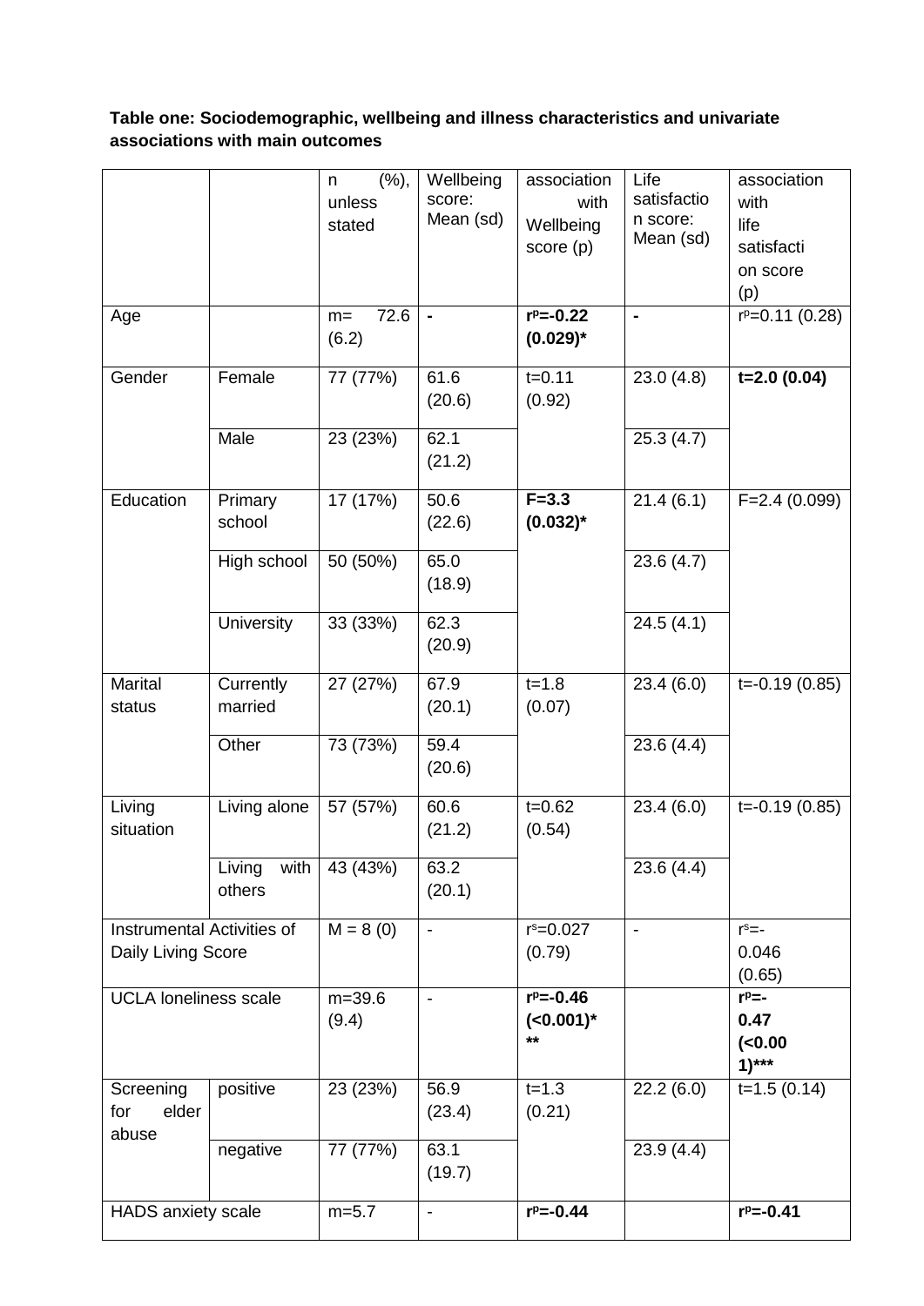**Table one: Sociodemographic, wellbeing and illness characteristics and univariate associations with main outcomes**

| | | n (%), unless stated | Wellbeing score: Mean (sd) | association with Wellbeing score (p) | Life satisfaction score: Mean (sd) | association with life satisfaction score (p) |
|---|---|---|---|---|---|---|
| Age | | m= 72.6 (6.2) | **-** | **$r^p$=-0.22 (0.029)*** | **-** | $r^p$=0.11 (0.28) |
| Gender | Female | 77 (77%) | 61.6 (20.6) | t=0.11 (0.92) | 23.0 (4.8) | **t=2.0 (0.04)** |
| | Male | 23 (23%) | 62.1 (21.2) | | 25.3 (4.7) | |
| Education | Primary school | 17 (17%) | 50.6 (22.6) | **F=3.3 (0.032)*** | 21.4 (6.1) | F=2.4 (0.099) |
| | High school | 50 (50%) | 65.0 (18.9) | | 23.6 (4.7) | |
| | University | 33 (33%) | 62.3 (20.9) | | 24.5 (4.1) | |
| Marital status | Currently married | 27 (27%) | 67.9 (20.1) | t=1.8 (0.07) | 23.4 (6.0) | t=-0.19 (0.85) |
| | Other | 73 (73%) | 59.4 (20.6) | | 23.6 (4.4) | |
| Living situation | Living alone | 57 (57%) | 60.6 (21.2) | t=0.62 (0.54) | 23.4 (6.0) | t=-0.19 (0.85) |
| | Living with others | 43 (43%) | 63.2 (20.1) | | 23.6 (4.4) | |
| Instrumental Activities of Daily Living Score | | M = 8 (0) | - | $r^s$=0.027 (0.79) | - | $r^s$=-0.046 (0.65) |
| UCLA loneliness scale | | m=39.6 (9.4) | - | **$r^p$=-0.46 (<0.001)***** | | **$r^p$=-0.47 (<0.001)***** |
| Screening for elder abuse | positive | 23 (23%) | 56.9 (23.4) | t=1.3 (0.21) | 22.2 (6.0) | t=1.5 (0.14) |
| | negative | 77 (77%) | 63.1 (19.7) | | 23.9 (4.4) | |
| HADS anxiety scale | | m=5.7 | - | **$r^p$=-0.44** | | **$r^p$=-0.41** |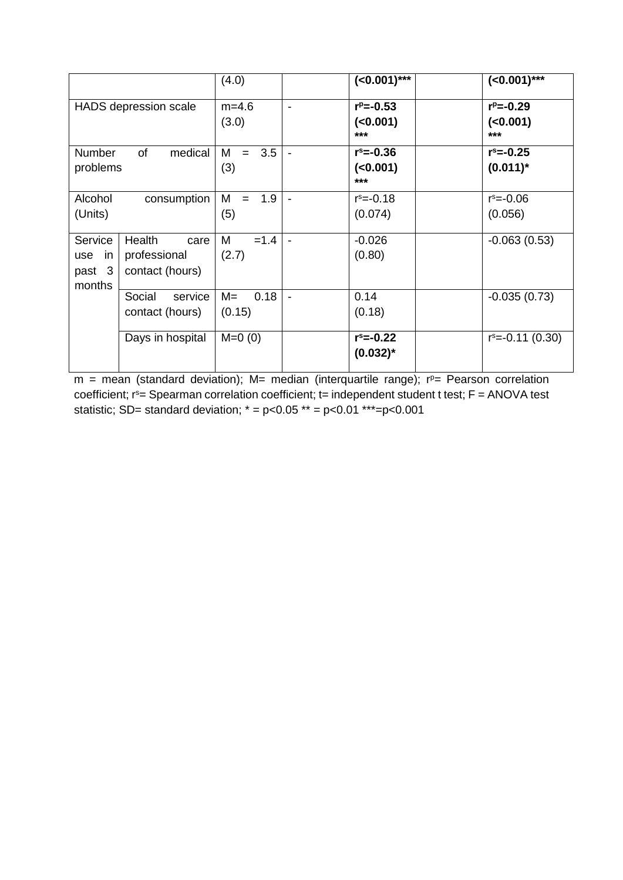| | | | | | | |
|---|---|---|---|---|---|---|
| | | (4.0) | | **(<0.001)*****| | **(<0.001)*****|
| HADS depression scale | | m=4.6 (3.0) | - | **$r^p$=-0.53 (<0.001) *****| | **$r^p$=-0.29 (<0.001) *****|
| Number of medical problems | | M = 3.5 (3) | - | **$r^s$=-0.36 (<0.001) *****| | **$r^s$=-0.25 (0.011)***|
| Alcohol consumption (Units) | | M = 1.9 (5) | - | $r^s$=-0.18 (0.074) | | $r^s$=-0.06 (0.056) |
| Service use in past 3 months | Health care professional contact (hours) | M =1.4 (2.7) | - | -0.026 (0.80) | | -0.063 (0.53) |
| | Social service contact (hours) | M= 0.18 (0.15) | - | 0.14 (0.18) | | -0.035 (0.73) |
| | Days in hospital | M=0 (0) | | **$r^s$=-0.22 (0.032)***| | $r^s$=-0.11 (0.30) |

m = mean (standard deviation); M= median (interquartile range); $r^p$= Pearson correlation coefficient; $r^s$= Spearman correlation coefficient; t= independent student t test; F = ANOVA test statistic; SD= standard deviation; * = p<0.05 ** = p<0.01 ***=p<0.001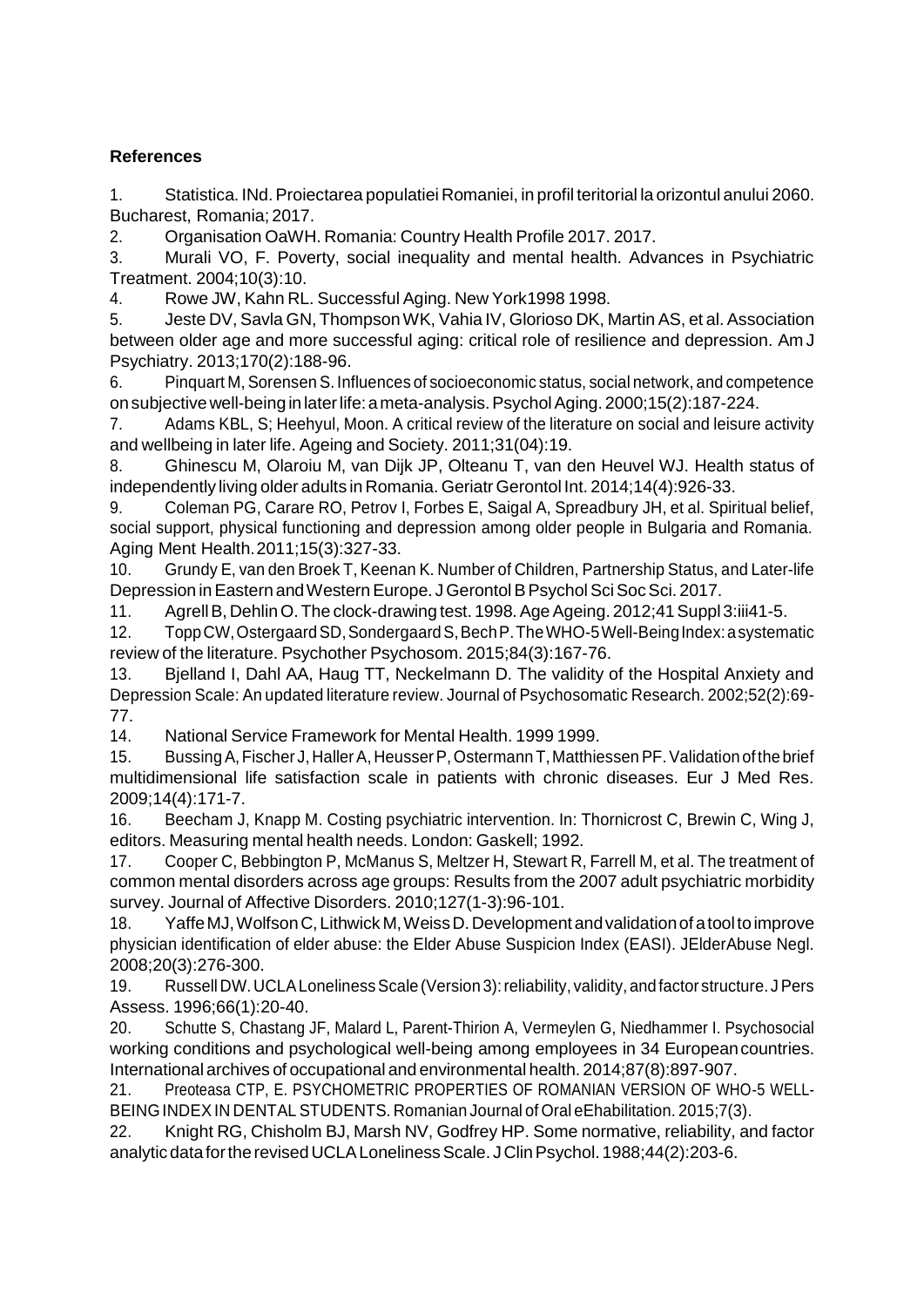**References**

1. Statistica. INd. Proiectarea populatiei Romaniei, in profil teritorial la orizontul anului 2060. Bucharest, Romania; 2017.
2. Organisation OaWH. Romania: Country Health Profile 2017. 2017.
3. Murali VO, F. Poverty, social inequality and mental health. Advances in Psychiatric Treatment. 2004;10(3):10.
4. Rowe JW, Kahn RL. Successful Aging. New York1998 1998.
5. Jeste DV, Savla GN, Thompson WK, Vahia IV, Glorioso DK, Martin AS, et al. Association between older age and more successful aging: critical role of resilience and depression. Am J Psychiatry. 2013;170(2):188-96.
6. Pinquart M, Sorensen S. Influences of socioeconomic status, social network, and competence on subjective well-being in later life: a meta-analysis. Psychol Aging. 2000;15(2):187-224.
7. Adams KBL, S; Heehyul, Moon. A critical review of the literature on social and leisure activity and wellbeing in later life. Ageing and Society. 2011;31(04):19.
8. Ghinescu M, Olaroiu M, van Dijk JP, Olteanu T, van den Heuvel WJ. Health status of independently living older adults in Romania. Geriatr Gerontol Int. 2014;14(4):926-33.
9. Coleman PG, Carare RO, Petrov I, Forbes E, Saigal A, Spreadbury JH, et al. Spiritual belief, social support, physical functioning and depression among older people in Bulgaria and Romania. Aging Ment Health. 2011;15(3):327-33.
10. Grundy E, van den Broek T, Keenan K. Number of Children, Partnership Status, and Later-life Depression in Eastern and Western Europe. J Gerontol B Psychol Sci Soc Sci. 2017.
11. Agrell B, Dehlin O. The clock-drawing test. 1998. Age Ageing. 2012;41 Suppl 3:iii41-5.
12. Topp CW, Ostergaard SD, Sondergaard S, Bech P. The WHO-5 Well-Being Index: a systematic review of the literature. Psychother Psychosom. 2015;84(3):167-76.
13. Bjelland I, Dahl AA, Haug TT, Neckelmann D. The validity of the Hospital Anxiety and Depression Scale: An updated literature review. Journal of Psychosomatic Research. 2002;52(2):69-77.
14. National Service Framework for Mental Health. 1999 1999.
15. Bussing A, Fischer J, Haller A, Heusser P, Ostermann T, Matthiessen PF. Validation of the brief multidimensional life satisfaction scale in patients with chronic diseases. Eur J Med Res. 2009;14(4):171-7.
16. Beecham J, Knapp M. Costing psychiatric intervention. In: Thornicrost C, Brewin C, Wing J, editors. Measuring mental health needs. London: Gaskell; 1992.
17. Cooper C, Bebbington P, McManus S, Meltzer H, Stewart R, Farrell M, et al. The treatment of common mental disorders across age groups: Results from the 2007 adult psychiatric morbidity survey. Journal of Affective Disorders. 2010;127(1-3):96-101.
18. Yaffe MJ, Wolfson C, Lithwick M, Weiss D. Development and validation of a tool to improve physician identification of elder abuse: the Elder Abuse Suspicion Index (EASI). J Elder Abuse Negl. 2008;20(3):276-300.
19. Russell DW. UCLA Loneliness Scale (Version 3): reliability, validity, and factor structure. J Pers Assess. 1996;66(1):20-40.
20. Schutte S, Chastang JF, Malard L, Parent-Thirion A, Vermeylen G, Niedhammer I. Psychosocial working conditions and psychological well-being among employees in 34 European countries. International archives of occupational and environmental health. 2014;87(8):897-907.
21. Preoteasa CTP, E. PSYCHOMETRIC PROPERTIES OF ROMANIAN VERSION OF WHO-5 WELL-BEING INDEX IN DENTAL STUDENTS. Romanian Journal of Oral eEhabilitation. 2015;7(3).
22. Knight RG, Chisholm BJ, Marsh NV, Godfrey HP. Some normative, reliability, and factor analytic data for the revised UCLA Loneliness Scale. J Clin Psychol. 1988;44(2):203-6.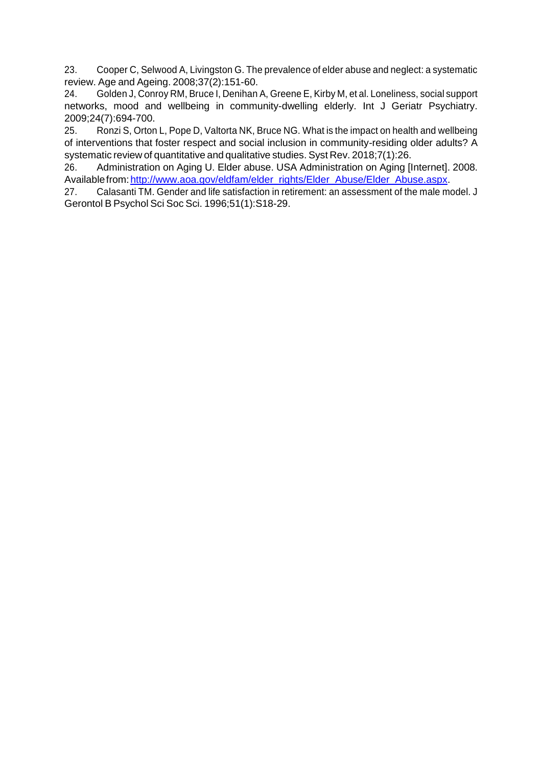23. Cooper C, Selwood A, Livingston G. The prevalence of elder abuse and neglect: a systematic review. Age and Ageing. 2008;37(2):151-60.
24. Golden J, Conroy RM, Bruce I, Denihan A, Greene E, Kirby M, et al. Loneliness, social support networks, mood and wellbeing in community-dwelling elderly. Int J Geriatr Psychiatry. 2009;24(7):694-700.
25. Ronzi S, Orton L, Pope D, Valtorta NK, Bruce NG. What is the impact on health and wellbeing of interventions that foster respect and social inclusion in community-residing older adults? A systematic review of quantitative and qualitative studies. Syst Rev. 2018;7(1):26.
26. Administration on Aging U. Elder abuse. USA Administration on Aging [Internet]. 2008. Available from: http://www.aoa.gov/eldfam/elder_rights/Elder_Abuse/Elder_Abuse.aspx.
27. Calasanti TM. Gender and life satisfaction in retirement: an assessment of the male model. J Gerontol B Psychol Sci Soc Sci. 1996;51(1):S18-29.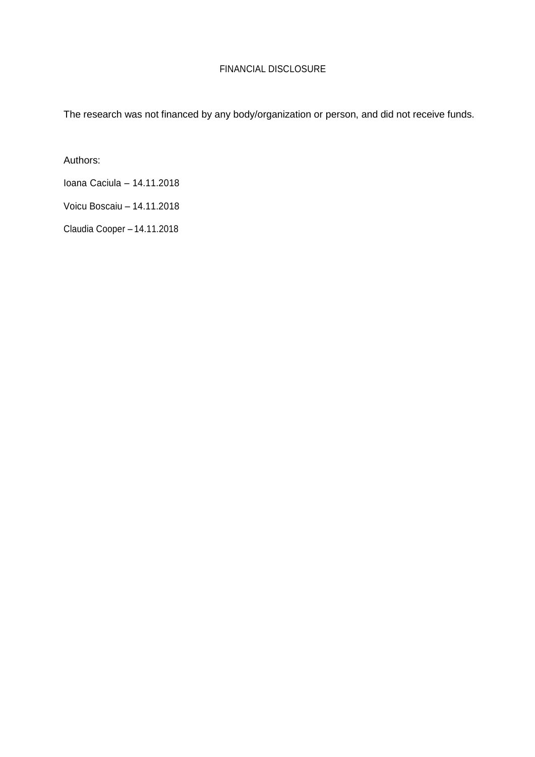# FINANCIAL DISCLOSURE

The research was not financed by any body/organization or person, and did not receive funds.

Authors:

Ioana Caciula – 14.11.2018

Voicu Boscaiu – 14.11.2018

Claudia Cooper – 14.11.2018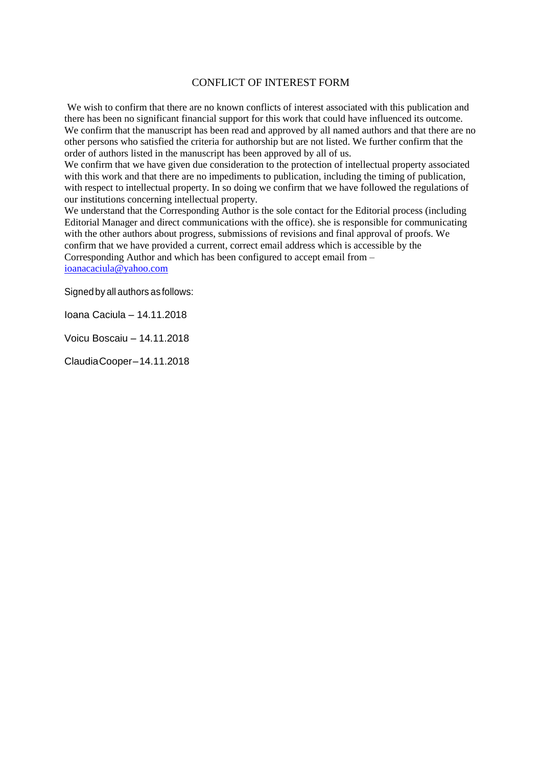# CONFLICT OF INTEREST FORM

We wish to confirm that there are no known conflicts of interest associated with this publication and there has been no significant financial support for this work that could have influenced its outcome. We confirm that the manuscript has been read and approved by all named authors and that there are no other persons who satisfied the criteria for authorship but are not listed. We further confirm that the order of authors listed in the manuscript has been approved by all of us.

We confirm that we have given due consideration to the protection of intellectual property associated with this work and that there are no impediments to publication, including the timing of publication, with respect to intellectual property. In so doing we confirm that we have followed the regulations of our institutions concerning intellectual property.

We understand that the Corresponding Author is the sole contact for the Editorial process (including Editorial Manager and direct communications with the office). she is responsible for communicating with the other authors about progress, submissions of revisions and final approval of proofs. We confirm that we have provided a current, correct email address which is accessible by the Corresponding Author and which has been configured to accept email from – ioanacaciula@yahoo.com

Signed by all authors as follows:

Ioana Caciula – 14.11.2018

Voicu Boscaiu – 14.11.2018

Claudia Cooper – 14.11.2018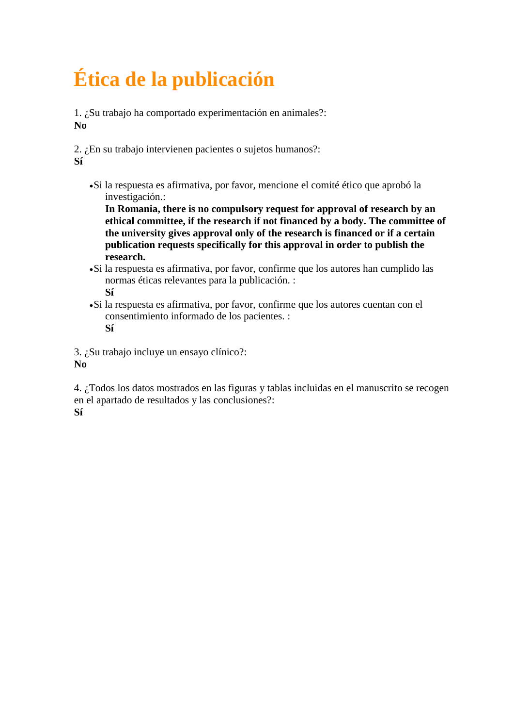# Ética de la publicación

1. ¿Su trabajo ha comportado experimentación en animales?:
**No**

2. ¿En su trabajo intervienen pacientes o sujetos humanos?:
**Sí**

- Si la respuesta es afirmativa, por favor, mencione el comité ético que aprobó la investigación.:
  **In Romania, there is no compulsory request for approval of research by an ethical committee, if the research if not financed by a body. The committee of the university gives approval only of the research is financed or if a certain publication requests specifically for this approval in order to publish the research.**
- Si la respuesta es afirmativa, por favor, confirme que los autores han cumplido las normas éticas relevantes para la publicación. :
  **Sí**
- Si la respuesta es afirmativa, por favor, confirme que los autores cuentan con el consentimiento informado de los pacientes. :
  **Sí**

3. ¿Su trabajo incluye un ensayo clínico?:
**No**

4. ¿Todos los datos mostrados en las figuras y tablas incluidas en el manuscrito se recogen en el apartado de resultados y las conclusiones?:
**Sí**